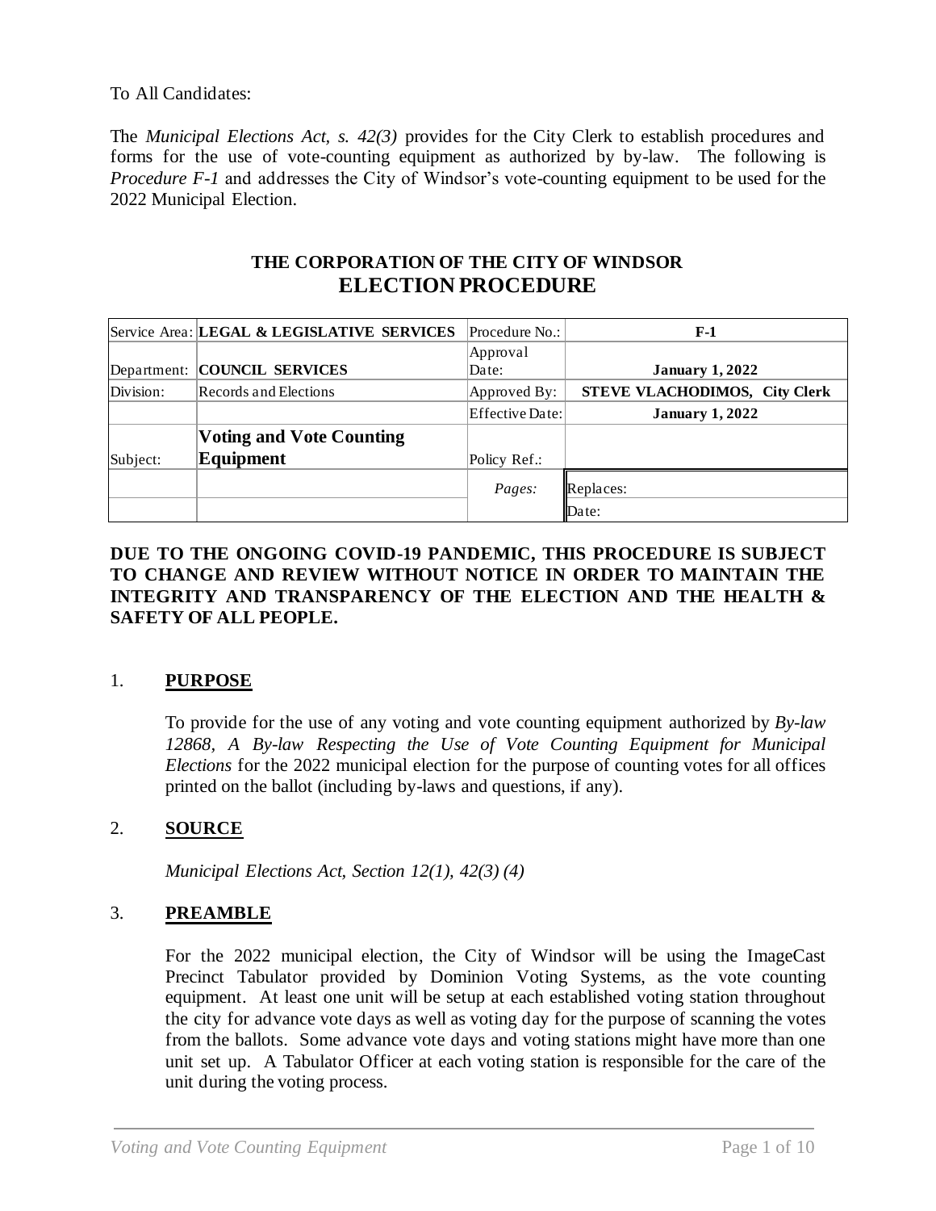To All Candidates:

The *Municipal Elections Act, s. 42(3)* provides for the City Clerk to establish procedures and forms for the use of vote-counting equipment as authorized by by-law. The following is *Procedure F-1* and addresses the City of Windsor's vote-counting equipment to be used for the 2022 Municipal Election.

**THE CORPORATION OF THE CITY OF WINDSOR**

**ELECTION PROCEDURE**

| Service Area: | **LEGAL & LEGISLATIVE SERVICES** | Procedure No.: | **F-1** |
|---|---|---|---|
| Department: | **COUNCIL SERVICES** | Approval Date: | **January 1, 2022** |
| Division: | Records and Elections | Approved By: | **STEVE VLACHODIMOS, City Clerk** |
| | | Effective Date: | **January 1, 2022** |
| Subject: | **Voting and Vote Counting Equipment** | Policy Ref.: | |
| | | *Pages:* | Replaces: |
| | | | Date: |

**DUE TO THE ONGOING COVID-19 PANDEMIC, THIS PROCEDURE IS SUBJECT TO CHANGE AND REVIEW WITHOUT NOTICE IN ORDER TO MAINTAIN THE INTEGRITY AND TRANSPARENCY OF THE ELECTION AND THE HEALTH & SAFETY OF ALL PEOPLE.**

## 1. PURPOSE

To provide for the use of any voting and vote counting equipment authorized by *By-law 12868, A By-law Respecting the Use of Vote Counting Equipment for Municipal Elections* for the 2022 municipal election for the purpose of counting votes for all offices printed on the ballot (including by-laws and questions, if any).

## 2. SOURCE

*Municipal Elections Act, Section 12(1), 42(3) (4)*

## 3. PREAMBLE

For the 2022 municipal election, the City of Windsor will be using the ImageCast Precinct Tabulator provided by Dominion Voting Systems, as the vote counting equipment. At least one unit will be setup at each established voting station throughout the city for advance vote days as well as voting day for the purpose of scanning the votes from the ballots. Some advance vote days and voting stations might have more than one unit set up. A Tabulator Officer at each voting station is responsible for the care of the unit during the voting process.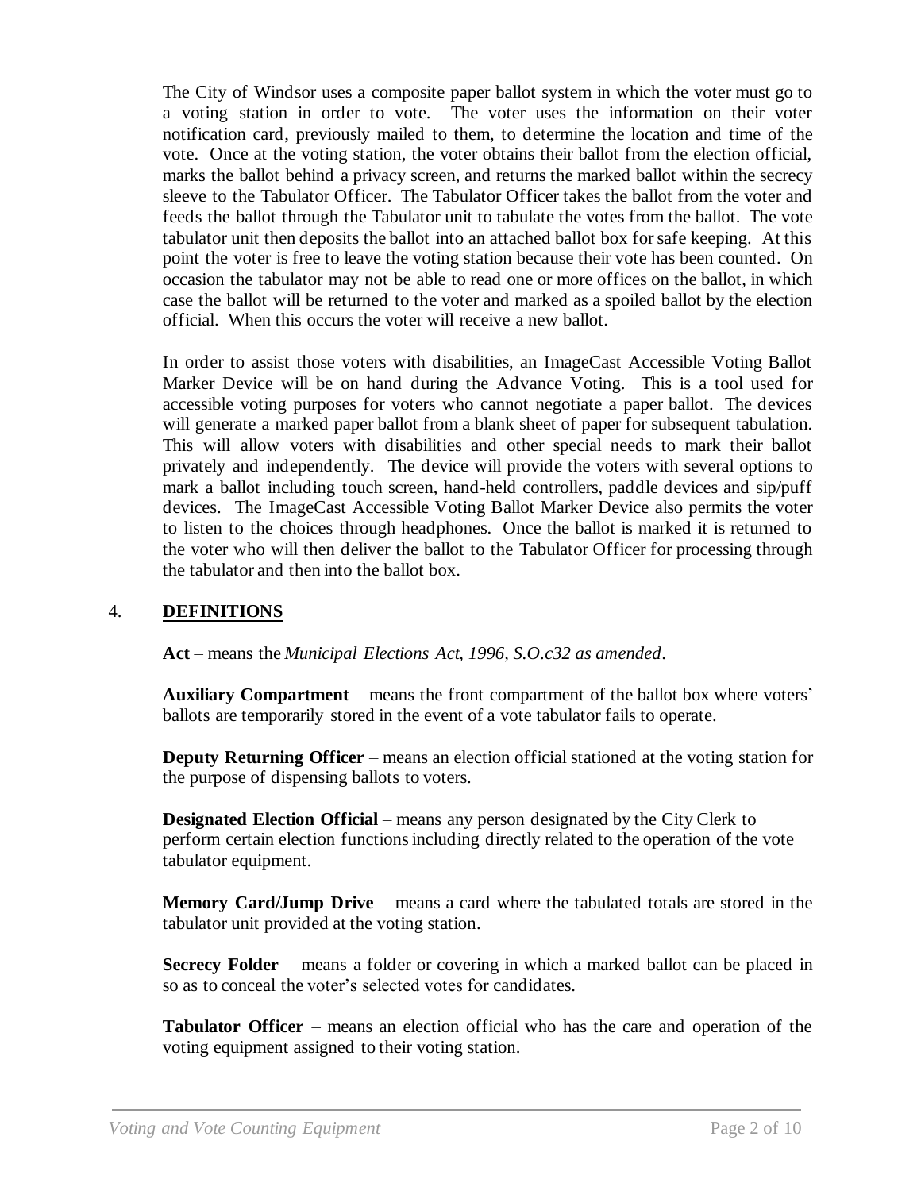The City of Windsor uses a composite paper ballot system in which the voter must go to a voting station in order to vote. The voter uses the information on their voter notification card, previously mailed to them, to determine the location and time of the vote. Once at the voting station, the voter obtains their ballot from the election official, marks the ballot behind a privacy screen, and returns the marked ballot within the secrecy sleeve to the Tabulator Officer. The Tabulator Officer takes the ballot from the voter and feeds the ballot through the Tabulator unit to tabulate the votes from the ballot. The vote tabulator unit then deposits the ballot into an attached ballot box for safe keeping. At this point the voter is free to leave the voting station because their vote has been counted. On occasion the tabulator may not be able to read one or more offices on the ballot, in which case the ballot will be returned to the voter and marked as a spoiled ballot by the election official. When this occurs the voter will receive a new ballot.

In order to assist those voters with disabilities, an ImageCast Accessible Voting Ballot Marker Device will be on hand during the Advance Voting. This is a tool used for accessible voting purposes for voters who cannot negotiate a paper ballot. The devices will generate a marked paper ballot from a blank sheet of paper for subsequent tabulation. This will allow voters with disabilities and other special needs to mark their ballot privately and independently. The device will provide the voters with several options to mark a ballot including touch screen, hand-held controllers, paddle devices and sip/puff devices. The ImageCast Accessible Voting Ballot Marker Device also permits the voter to listen to the choices through headphones. Once the ballot is marked it is returned to the voter who will then deliver the ballot to the Tabulator Officer for processing through the tabulator and then into the ballot box.

## 4. DEFINITIONS

**Act** – means the *Municipal Elections Act, 1996, S.O.c32 as amended*.

**Auxiliary Compartment** – means the front compartment of the ballot box where voters' ballots are temporarily stored in the event of a vote tabulator fails to operate.

**Deputy Returning Officer** – means an election official stationed at the voting station for the purpose of dispensing ballots to voters.

**Designated Election Official** – means any person designated by the City Clerk to perform certain election functions including directly related to the operation of the vote tabulator equipment.

**Memory Card/Jump Drive** – means a card where the tabulated totals are stored in the tabulator unit provided at the voting station.

**Secrecy Folder** – means a folder or covering in which a marked ballot can be placed in so as to conceal the voter's selected votes for candidates.

**Tabulator Officer** – means an election official who has the care and operation of the voting equipment assigned to their voting station.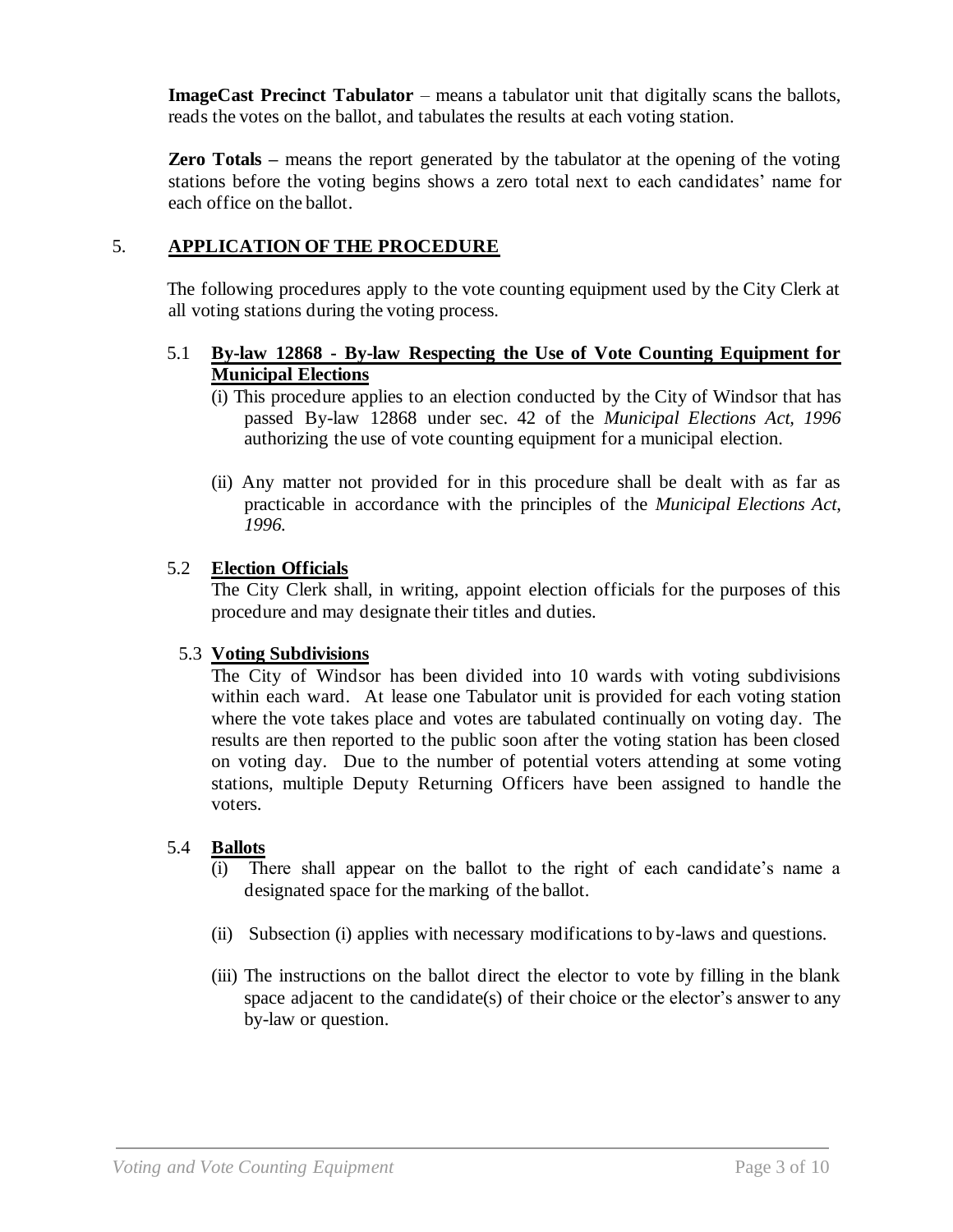**ImageCast Precinct Tabulator** – means a tabulator unit that digitally scans the ballots, reads the votes on the ballot, and tabulates the results at each voting station.

**Zero Totals –** means the report generated by the tabulator at the opening of the voting stations before the voting begins shows a zero total next to each candidates' name for each office on the ballot.

## 5. APPLICATION OF THE PROCEDURE

The following procedures apply to the vote counting equipment used by the City Clerk at all voting stations during the voting process.

### 5.1 By-law 12868 - By-law Respecting the Use of Vote Counting Equipment for Municipal Elections

(i) This procedure applies to an election conducted by the City of Windsor that has passed By-law 12868 under sec. 42 of the *Municipal Elections Act, 1996* authorizing the use of vote counting equipment for a municipal election.

(ii) Any matter not provided for in this procedure shall be dealt with as far as practicable in accordance with the principles of the *Municipal Elections Act, 1996.*

### 5.2 Election Officials

The City Clerk shall, in writing, appoint election officials for the purposes of this procedure and may designate their titles and duties.

### 5.3 Voting Subdivisions

The City of Windsor has been divided into 10 wards with voting subdivisions within each ward. At lease one Tabulator unit is provided for each voting station where the vote takes place and votes are tabulated continually on voting day. The results are then reported to the public soon after the voting station has been closed on voting day. Due to the number of potential voters attending at some voting stations, multiple Deputy Returning Officers have been assigned to handle the voters.

### 5.4 Ballots

(i) There shall appear on the ballot to the right of each candidate's name a designated space for the marking of the ballot.

(ii) Subsection (i) applies with necessary modifications to by-laws and questions.

(iii) The instructions on the ballot direct the elector to vote by filling in the blank space adjacent to the candidate(s) of their choice or the elector's answer to any by-law or question.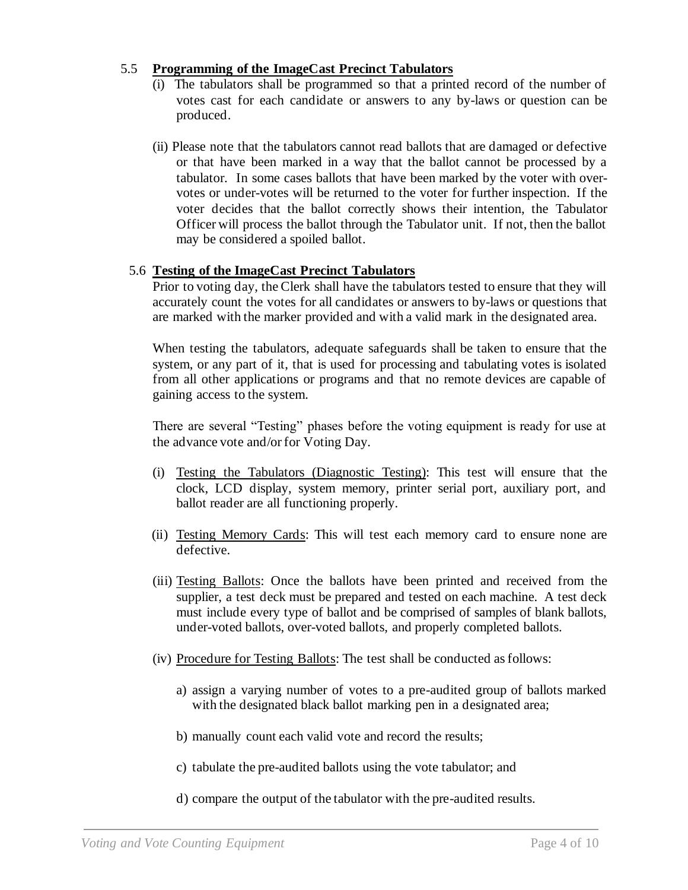## 5.5 **Programming of the ImageCast Precinct Tabulators**

(i) The tabulators shall be programmed so that a printed record of the number of votes cast for each candidate or answers to any by-laws or question can be produced.

(ii) Please note that the tabulators cannot read ballots that are damaged or defective or that have been marked in a way that the ballot cannot be processed by a tabulator. In some cases ballots that have been marked by the voter with over-votes or under-votes will be returned to the voter for further inspection. If the voter decides that the ballot correctly shows their intention, the Tabulator Officer will process the ballot through the Tabulator unit. If not, then the ballot may be considered a spoiled ballot.

## 5.6 **Testing of the ImageCast Precinct Tabulators**

Prior to voting day, the Clerk shall have the tabulators tested to ensure that they will accurately count the votes for all candidates or answers to by-laws or questions that are marked with the marker provided and with a valid mark in the designated area.

When testing the tabulators, adequate safeguards shall be taken to ensure that the system, or any part of it, that is used for processing and tabulating votes is isolated from all other applications or programs and that no remote devices are capable of gaining access to the system.

There are several "Testing" phases before the voting equipment is ready for use at the advance vote and/or for Voting Day.

(i) Testing the Tabulators (Diagnostic Testing): This test will ensure that the clock, LCD display, system memory, printer serial port, auxiliary port, and ballot reader are all functioning properly.

(ii) Testing Memory Cards: This will test each memory card to ensure none are defective.

(iii) Testing Ballots: Once the ballots have been printed and received from the supplier, a test deck must be prepared and tested on each machine. A test deck must include every type of ballot and be comprised of samples of blank ballots, under-voted ballots, over-voted ballots, and properly completed ballots.

(iv) Procedure for Testing Ballots: The test shall be conducted as follows:

a) assign a varying number of votes to a pre-audited group of ballots marked with the designated black ballot marking pen in a designated area;

b) manually count each valid vote and record the results;

c) tabulate the pre-audited ballots using the vote tabulator; and

d) compare the output of the tabulator with the pre-audited results.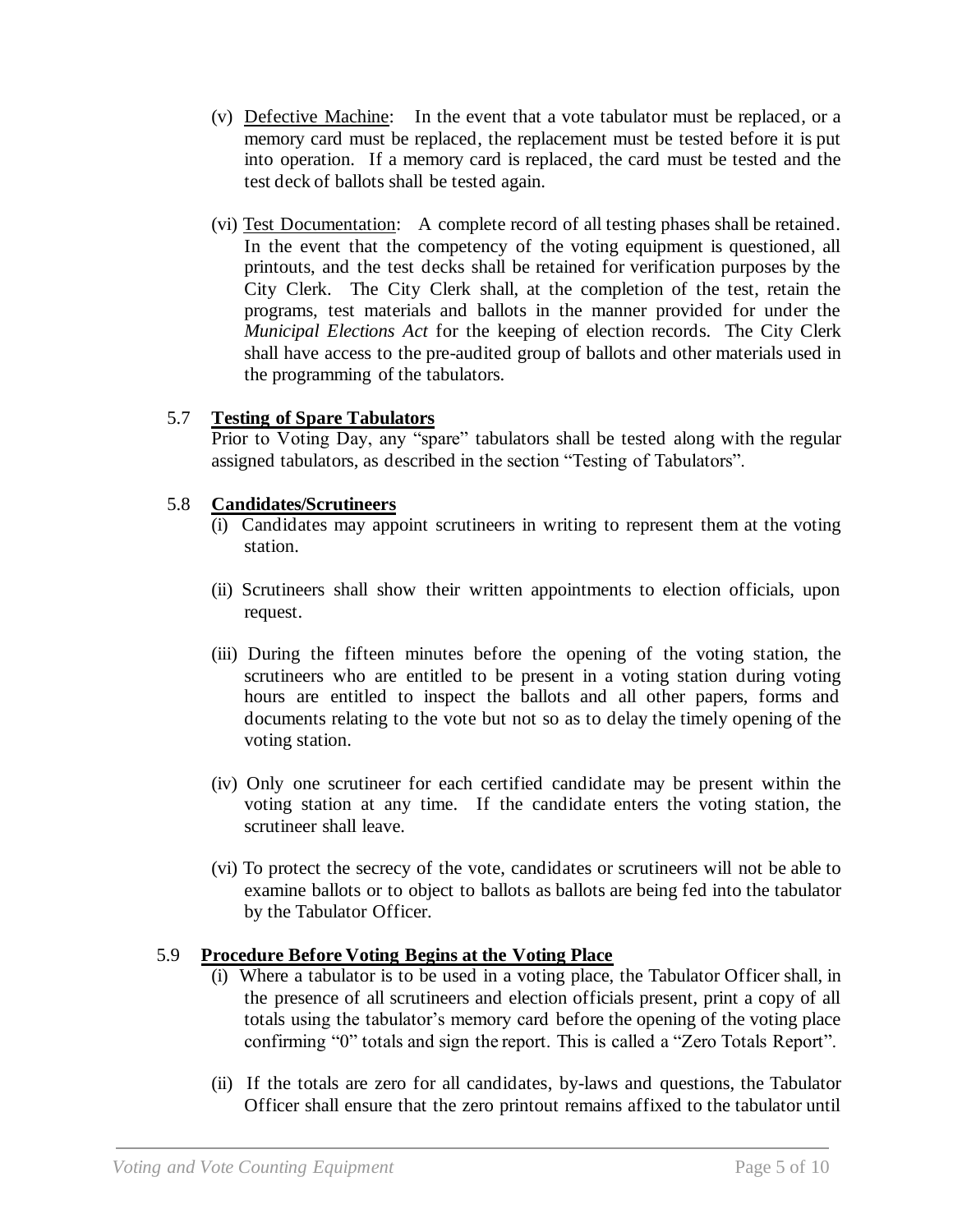(v) Underline: Defective Machine: In the event that a vote tabulator must be replaced, or a memory card must be replaced, the replacement must be tested before it is put into operation. If a memory card is replaced, the card must be tested and the test deck of ballots shall be tested again.

(vi) Test Documentation: A complete record of all testing phases shall be retained. In the event that the competency of the voting equipment is questioned, all printouts, and the test decks shall be retained for verification purposes by the City Clerk. The City Clerk shall, at the completion of the test, retain the programs, test materials and ballots in the manner provided for under the *Municipal Elections Act* for the keeping of election records. The City Clerk shall have access to the pre-audited group of ballots and other materials used in the programming of the tabulators.

### 5.7 **Testing of Spare Tabulators**

Prior to Voting Day, any "spare" tabulators shall be tested along with the regular assigned tabulators, as described in the section "Testing of Tabulators".

### 5.8 **Candidates/Scrutineers**

(i) Candidates may appoint scrutineers in writing to represent them at the voting station.

(ii) Scrutineers shall show their written appointments to election officials, upon request.

(iii) During the fifteen minutes before the opening of the voting station, the scrutineers who are entitled to be present in a voting station during voting hours are entitled to inspect the ballots and all other papers, forms and documents relating to the vote but not so as to delay the timely opening of the voting station.

(iv) Only one scrutineer for each certified candidate may be present within the voting station at any time. If the candidate enters the voting station, the scrutineer shall leave.

(vi) To protect the secrecy of the vote, candidates or scrutineers will not be able to examine ballots or to object to ballots as ballots are being fed into the tabulator by the Tabulator Officer.

### 5.9 **Procedure Before Voting Begins at the Voting Place**

(i) Where a tabulator is to be used in a voting place, the Tabulator Officer shall, in the presence of all scrutineers and election officials present, print a copy of all totals using the tabulator's memory card before the opening of the voting place confirming "0" totals and sign the report. This is called a "Zero Totals Report".

(ii) If the totals are zero for all candidates, by-laws and questions, the Tabulator Officer shall ensure that the zero printout remains affixed to the tabulator until

(v) Defective Machine: In the event that a vote tabulator must be replaced, or a memory card must be replaced, the replacement must be tested before it is put into operation. If a memory card is replaced, the card must be tested and the test deck of ballots shall be tested again.

(vi) Test Documentation: A complete record of all testing phases shall be retained. In the event that the competency of the voting equipment is questioned, all printouts, and the test decks shall be retained for verification purposes by the City Clerk. The City Clerk shall, at the completion of the test, retain the programs, test materials and ballots in the manner provided for under the *Municipal Elections Act* for the keeping of election records. The City Clerk shall have access to the pre-audited group of ballots and other materials used in the programming of the tabulators.

### 5.7 **Testing of Spare Tabulators**

Prior to Voting Day, any "spare" tabulators shall be tested along with the regular assigned tabulators, as described in the section "Testing of Tabulators".

### 5.8 **Candidates/Scrutineers**

(i) Candidates may appoint scrutineers in writing to represent them at the voting station.

(ii) Scrutineers shall show their written appointments to election officials, upon request.

(iii) During the fifteen minutes before the opening of the voting station, the scrutineers who are entitled to be present in a voting station during voting hours are entitled to inspect the ballots and all other papers, forms and documents relating to the vote but not so as to delay the timely opening of the voting station.

(iv) Only one scrutineer for each certified candidate may be present within the voting station at any time. If the candidate enters the voting station, the scrutineer shall leave.

(vi) To protect the secrecy of the vote, candidates or scrutineers will not be able to examine ballots or to object to ballots as ballots are being fed into the tabulator by the Tabulator Officer.

### 5.9 **Procedure Before Voting Begins at the Voting Place**

(i) Where a tabulator is to be used in a voting place, the Tabulator Officer shall, in the presence of all scrutineers and election officials present, print a copy of all totals using the tabulator's memory card before the opening of the voting place confirming "0" totals and sign the report. This is called a "Zero Totals Report".

(ii) If the totals are zero for all candidates, by-laws and questions, the Tabulator Officer shall ensure that the zero printout remains affixed to the tabulator until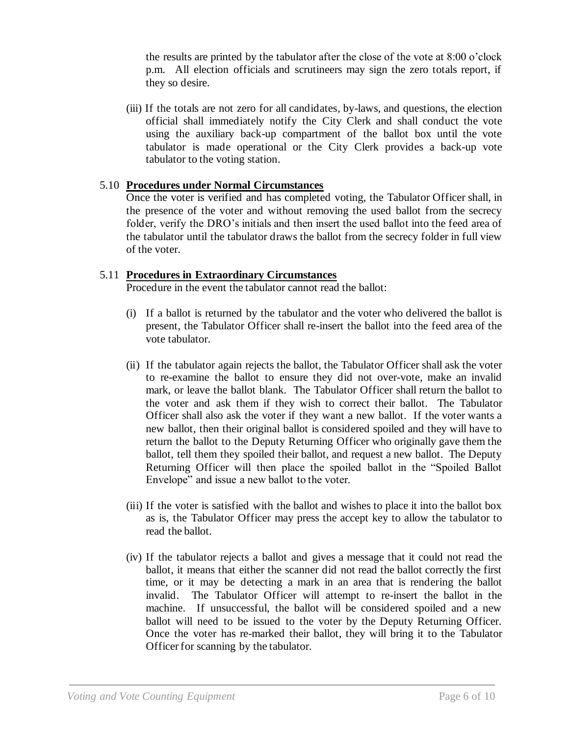the results are printed by the tabulator after the close of the vote at 8:00 o'clock p.m. All election officials and scrutineers may sign the zero totals report, if they so desire.

(iii) If the totals are not zero for all candidates, by-laws, and questions, the election official shall immediately notify the City Clerk and shall conduct the vote using the auxiliary back-up compartment of the ballot box until the vote tabulator is made operational or the City Clerk provides a back-up vote tabulator to the voting station.

### 5.10 **Procedures under Normal Circumstances**

Once the voter is verified and has completed voting, the Tabulator Officer shall, in the presence of the voter and without removing the used ballot from the secrecy folder, verify the DRO's initials and then insert the used ballot into the feed area of the tabulator until the tabulator draws the ballot from the secrecy folder in full view of the voter.

### 5.11 **Procedures in Extraordinary Circumstances**

Procedure in the event the tabulator cannot read the ballot:

(i) If a ballot is returned by the tabulator and the voter who delivered the ballot is present, the Tabulator Officer shall re-insert the ballot into the feed area of the vote tabulator.

(ii) If the tabulator again rejects the ballot, the Tabulator Officer shall ask the voter to re-examine the ballot to ensure they did not over-vote, make an invalid mark, or leave the ballot blank. The Tabulator Officer shall return the ballot to the voter and ask them if they wish to correct their ballot. The Tabulator Officer shall also ask the voter if they want a new ballot. If the voter wants a new ballot, then their original ballot is considered spoiled and they will have to return the ballot to the Deputy Returning Officer who originally gave them the ballot, tell them they spoiled their ballot, and request a new ballot. The Deputy Returning Officer will then place the spoiled ballot in the "Spoiled Ballot Envelope" and issue a new ballot to the voter.

(iii) If the voter is satisfied with the ballot and wishes to place it into the ballot box as is, the Tabulator Officer may press the accept key to allow the tabulator to read the ballot.

(iv) If the tabulator rejects a ballot and gives a message that it could not read the ballot, it means that either the scanner did not read the ballot correctly the first time, or it may be detecting a mark in an area that is rendering the ballot invalid. The Tabulator Officer will attempt to re-insert the ballot in the machine. If unsuccessful, the ballot will be considered spoiled and a new ballot will need to be issued to the voter by the Deputy Returning Officer. Once the voter has re-marked their ballot, they will bring it to the Tabulator Officer for scanning by the tabulator.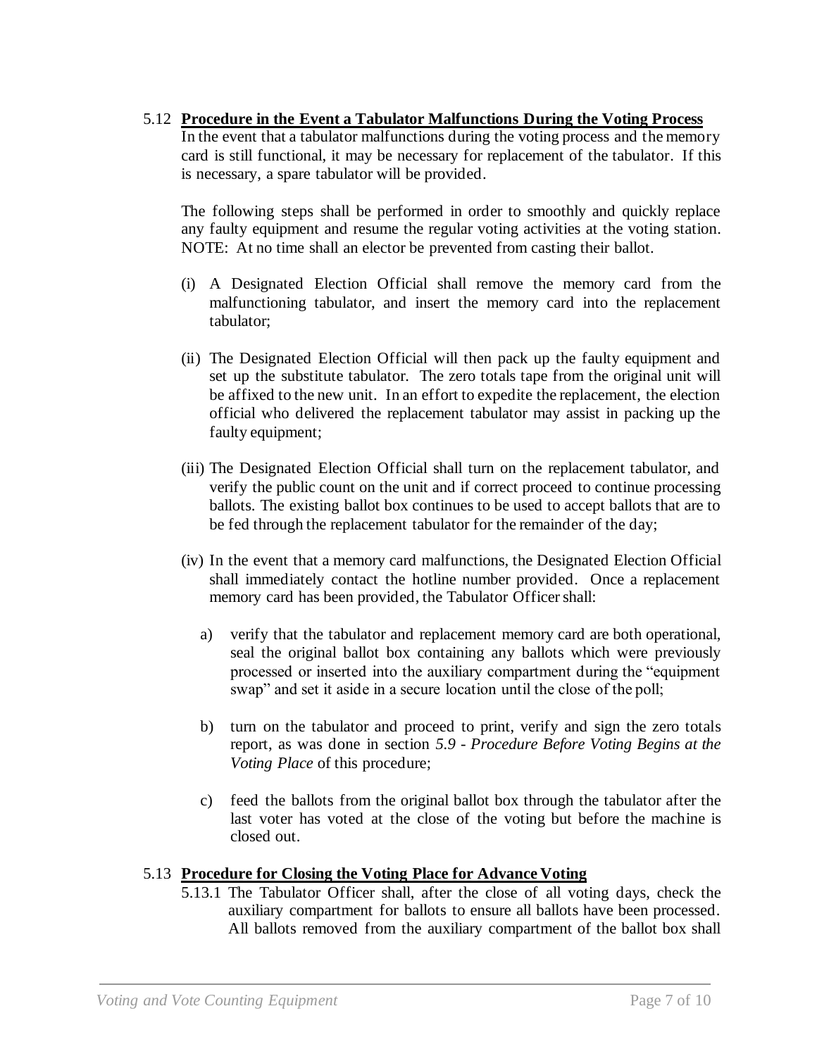## 5.12 **Procedure in the Event a Tabulator Malfunctions During the Voting Process**

In the event that a tabulator malfunctions during the voting process and the memory card is still functional, it may be necessary for replacement of the tabulator. If this is necessary, a spare tabulator will be provided.

The following steps shall be performed in order to smoothly and quickly replace any faulty equipment and resume the regular voting activities at the voting station. NOTE: At no time shall an elector be prevented from casting their ballot.

(i) A Designated Election Official shall remove the memory card from the malfunctioning tabulator, and insert the memory card into the replacement tabulator;

(ii) The Designated Election Official will then pack up the faulty equipment and set up the substitute tabulator. The zero totals tape from the original unit will be affixed to the new unit. In an effort to expedite the replacement, the election official who delivered the replacement tabulator may assist in packing up the faulty equipment;

(iii) The Designated Election Official shall turn on the replacement tabulator, and verify the public count on the unit and if correct proceed to continue processing ballots. The existing ballot box continues to be used to accept ballots that are to be fed through the replacement tabulator for the remainder of the day;

(iv) In the event that a memory card malfunctions, the Designated Election Official shall immediately contact the hotline number provided. Once a replacement memory card has been provided, the Tabulator Officer shall:

a) verify that the tabulator and replacement memory card are both operational, seal the original ballot box containing any ballots which were previously processed or inserted into the auxiliary compartment during the "equipment swap" and set it aside in a secure location until the close of the poll;

b) turn on the tabulator and proceed to print, verify and sign the zero totals report, as was done in section *5.9 - Procedure Before Voting Begins at the Voting Place* of this procedure;

c) feed the ballots from the original ballot box through the tabulator after the last voter has voted at the close of the voting but before the machine is closed out.

## 5.13 **Procedure for Closing the Voting Place for Advance Voting**

5.13.1 The Tabulator Officer shall, after the close of all voting days, check the auxiliary compartment for ballots to ensure all ballots have been processed. All ballots removed from the auxiliary compartment of the ballot box shall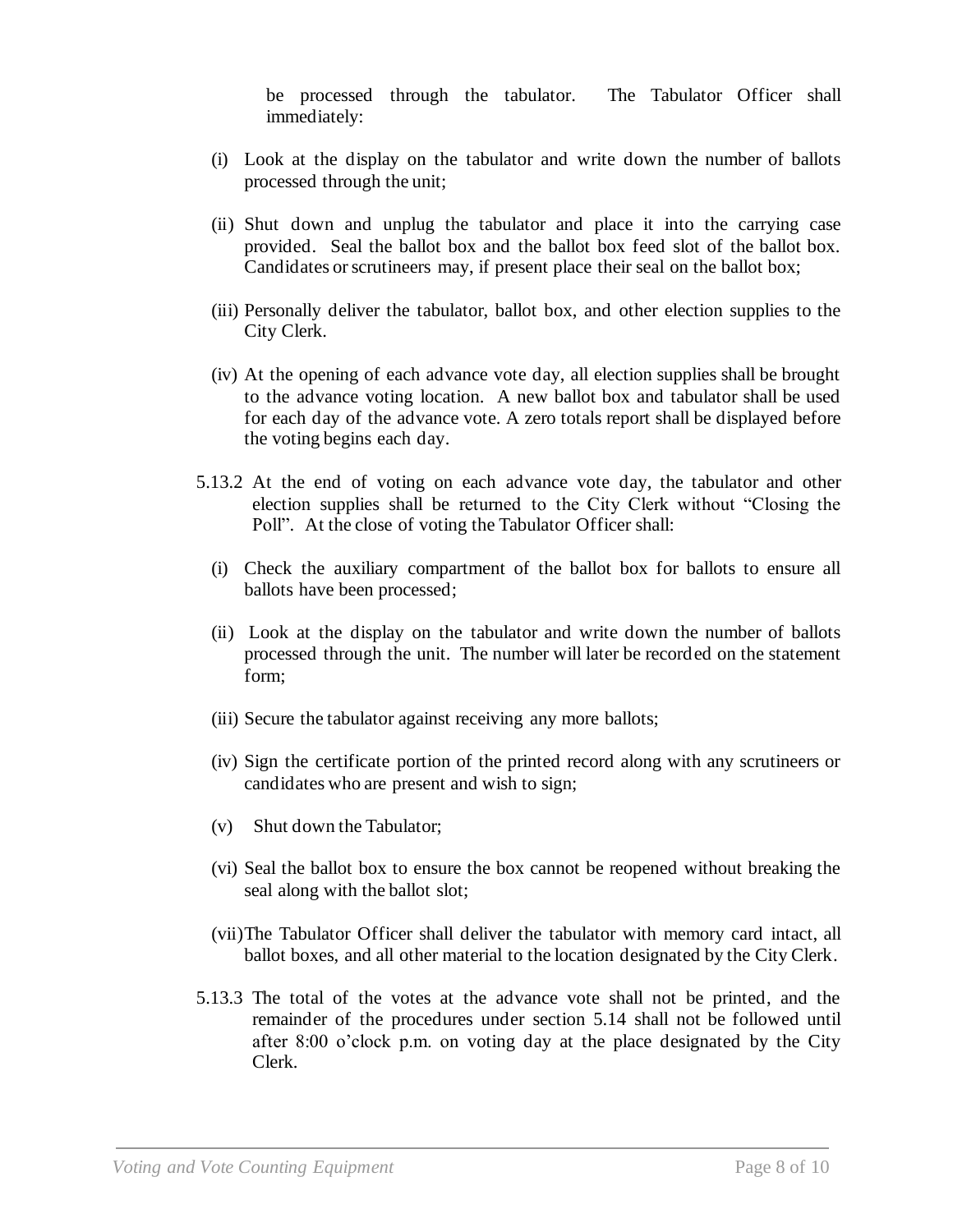be processed through the tabulator. The Tabulator Officer shall immediately:

(i) Look at the display on the tabulator and write down the number of ballots processed through the unit;

(ii) Shut down and unplug the tabulator and place it into the carrying case provided. Seal the ballot box and the ballot box feed slot of the ballot box. Candidates or scrutineers may, if present place their seal on the ballot box;

(iii) Personally deliver the tabulator, ballot box, and other election supplies to the City Clerk.

(iv) At the opening of each advance vote day, all election supplies shall be brought to the advance voting location. A new ballot box and tabulator shall be used for each day of the advance vote. A zero totals report shall be displayed before the voting begins each day.

5.13.2 At the end of voting on each advance vote day, the tabulator and other election supplies shall be returned to the City Clerk without "Closing the Poll". At the close of voting the Tabulator Officer shall:

(i) Check the auxiliary compartment of the ballot box for ballots to ensure all ballots have been processed;

(ii) Look at the display on the tabulator and write down the number of ballots processed through the unit. The number will later be recorded on the statement form;

(iii) Secure the tabulator against receiving any more ballots;

(iv) Sign the certificate portion of the printed record along with any scrutineers or candidates who are present and wish to sign;

(v) Shut down the Tabulator;

(vi) Seal the ballot box to ensure the box cannot be reopened without breaking the seal along with the ballot slot;

(vii) The Tabulator Officer shall deliver the tabulator with memory card intact, all ballot boxes, and all other material to the location designated by the City Clerk.

5.13.3 The total of the votes at the advance vote shall not be printed, and the remainder of the procedures under section 5.14 shall not be followed until after 8:00 o'clock p.m. on voting day at the place designated by the City Clerk.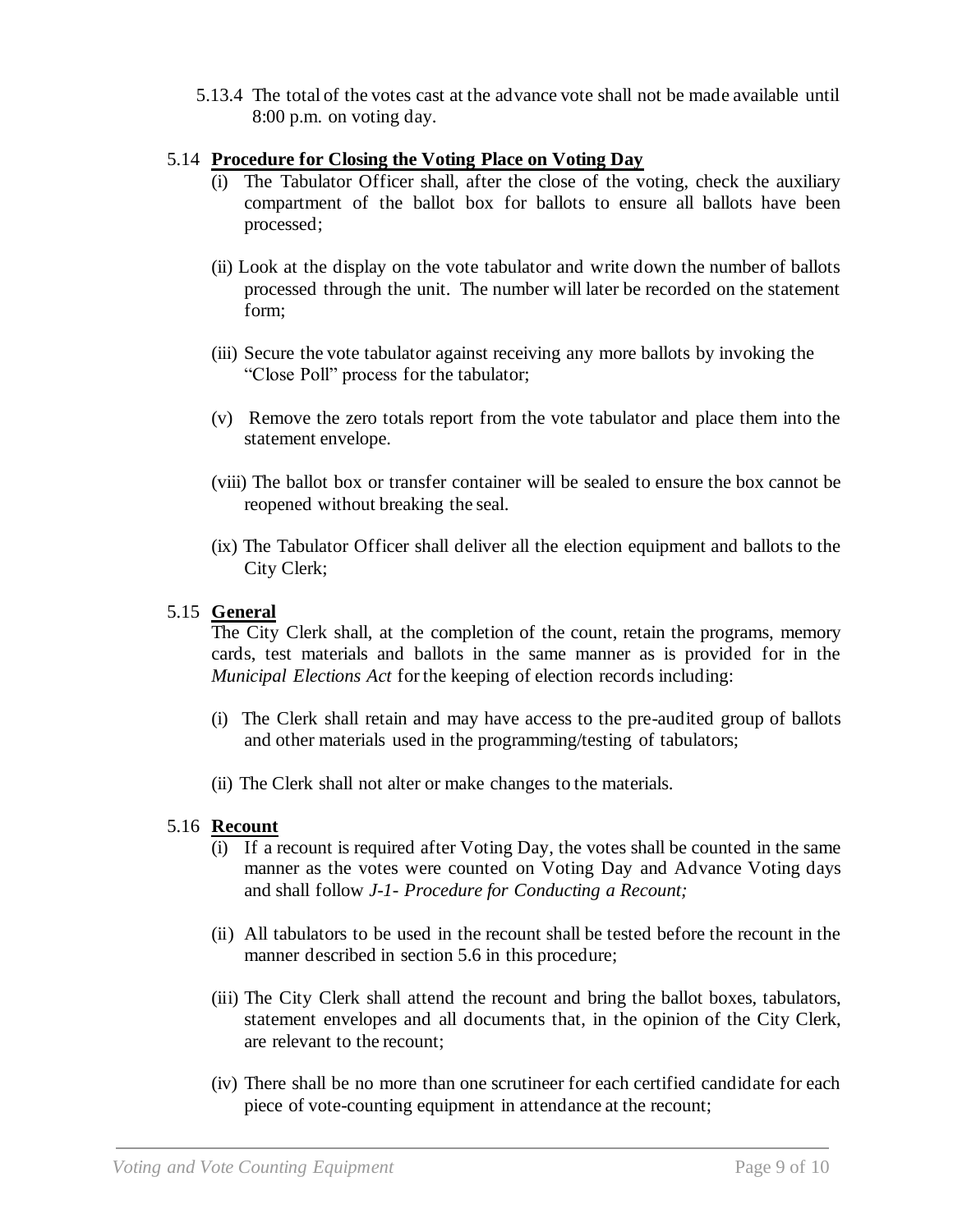5.13.4 The total of the votes cast at the advance vote shall not be made available until 8:00 p.m. on voting day.

### 5.14 **Procedure for Closing the Voting Place on Voting Day**

(i) The Tabulator Officer shall, after the close of the voting, check the auxiliary compartment of the ballot box for ballots to ensure all ballots have been processed;

(ii) Look at the display on the vote tabulator and write down the number of ballots processed through the unit. The number will later be recorded on the statement form;

(iii) Secure the vote tabulator against receiving any more ballots by invoking the "Close Poll" process for the tabulator;

(v) Remove the zero totals report from the vote tabulator and place them into the statement envelope.

(viii) The ballot box or transfer container will be sealed to ensure the box cannot be reopened without breaking the seal.

(ix) The Tabulator Officer shall deliver all the election equipment and ballots to the City Clerk;

### 5.15 **General**

The City Clerk shall, at the completion of the count, retain the programs, memory cards, test materials and ballots in the same manner as is provided for in the *Municipal Elections Act* for the keeping of election records including:

(i) The Clerk shall retain and may have access to the pre-audited group of ballots and other materials used in the programming/testing of tabulators;

(ii) The Clerk shall not alter or make changes to the materials.

### 5.16 **Recount**

(i) If a recount is required after Voting Day, the votes shall be counted in the same manner as the votes were counted on Voting Day and Advance Voting days and shall follow *J-1- Procedure for Conducting a Recount;*

(ii) All tabulators to be used in the recount shall be tested before the recount in the manner described in section 5.6 in this procedure;

(iii) The City Clerk shall attend the recount and bring the ballot boxes, tabulators, statement envelopes and all documents that, in the opinion of the City Clerk, are relevant to the recount;

(iv) There shall be no more than one scrutineer for each certified candidate for each piece of vote-counting equipment in attendance at the recount;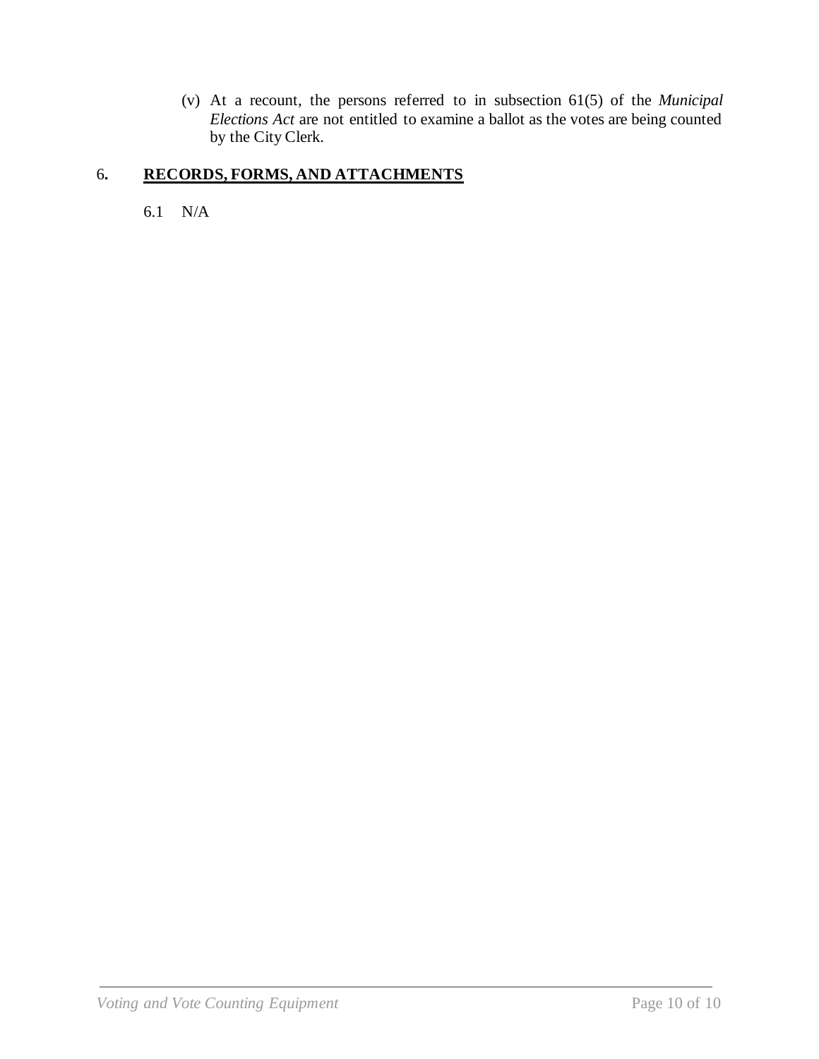(v) At a recount, the persons referred to in subsection 61(5) of the *Municipal Elections Act* are not entitled to examine a ballot as the votes are being counted by the City Clerk.

## 6. RECORDS, FORMS, AND ATTACHMENTS

6.1 N/A